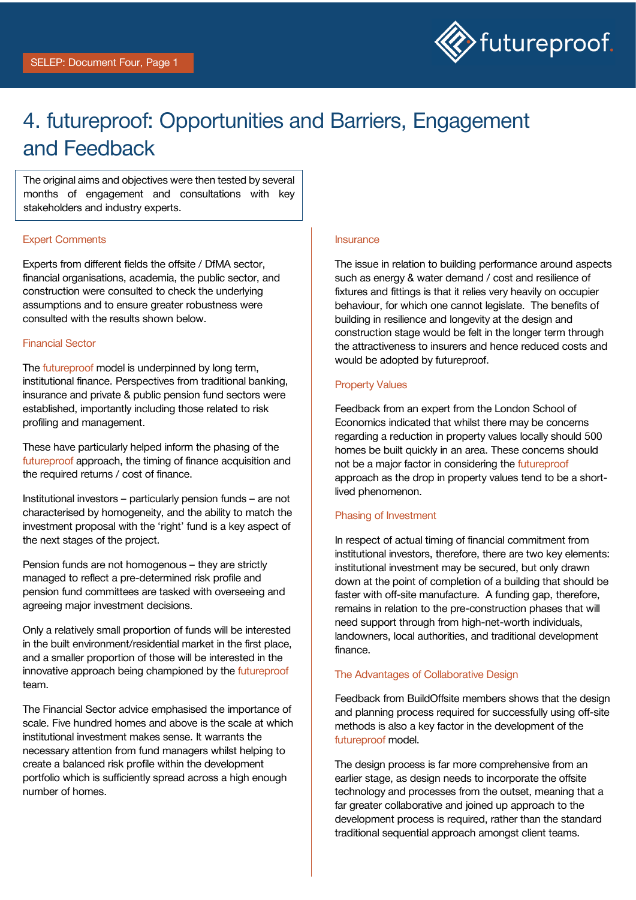# 4. futureproof: Opportunities and Barriers, Engagement and Feedback

The original aims and objectives were then tested by several months of engagement and consultations with key stakeholders and industry experts.

## Expert Comments

Experts from different fields the offsite / DfMA sector, financial organisations, academia, the public sector, and construction were consulted to check the underlying assumptions and to ensure greater robustness were consulted with the results shown below.

## Financial Sector

The futureproof model is underpinned by long term, institutional finance. Perspectives from traditional banking, insurance and private & public pension fund sectors were established, importantly including those related to risk profiling and management.

These have particularly helped inform the phasing of the futureproof approach, the timing of finance acquisition and the required returns / cost of finance.

Institutional investors – particularly pension funds – are not characterised by homogeneity, and the ability to match the investment proposal with the 'right' fund is a key aspect of the next stages of the project.

Pension funds are not homogenous – they are strictly managed to reflect a pre-determined risk profile and pension fund committees are tasked with overseeing and agreeing major investment decisions.

Only a relatively small proportion of funds will be interested in the built environment/residential market in the first place, and a smaller proportion of those will be interested in the innovative approach being championed by the futureproof team.

The Financial Sector advice emphasised the importance of scale. Five hundred homes and above is the scale at which institutional investment makes sense. It warrants the necessary attention from fund managers whilst helping to create a balanced risk profile within the development portfolio which is sufficiently spread across a high enough number of homes.

## Insurance

The issue in relation to building performance around aspects such as energy & water demand / cost and resilience of fixtures and fittings is that it relies very heavily on occupier behaviour, for which one cannot legislate. The benefits of building in resilience and longevity at the design and construction stage would be felt in the longer term through the attractiveness to insurers and hence reduced costs and would be adopted by futureproof.

## Property Values

Feedback from an expert from the London School of Economics indicated that whilst there may be concerns regarding a reduction in property values locally should 500 homes be built quickly in an area. These concerns should not be a major factor in considering the futureproof approach as the drop in property values tend to be a short-lived phenomenon.

## Phasing of Investment

In respect of actual timing of financial commitment from institutional investors, therefore, there are two key elements: institutional investment may be secured, but only drawn down at the point of completion of a building that should be faster with off-site manufacture. A funding gap, therefore, remains in relation to the pre-construction phases that will need support through from high-net-worth individuals, landowners, local authorities, and traditional development finance.

## The Advantages of Collaborative Design

Feedback from BuildOffsite members shows that the design and planning process required for successfully using off-site methods is also a key factor in the development of the futureproof model.

The design process is far more comprehensive from an earlier stage, as design needs to incorporate the offsite technology and processes from the outset, meaning that a far greater collaborative and joined up approach to the development process is required, rather than the standard traditional sequential approach amongst client teams.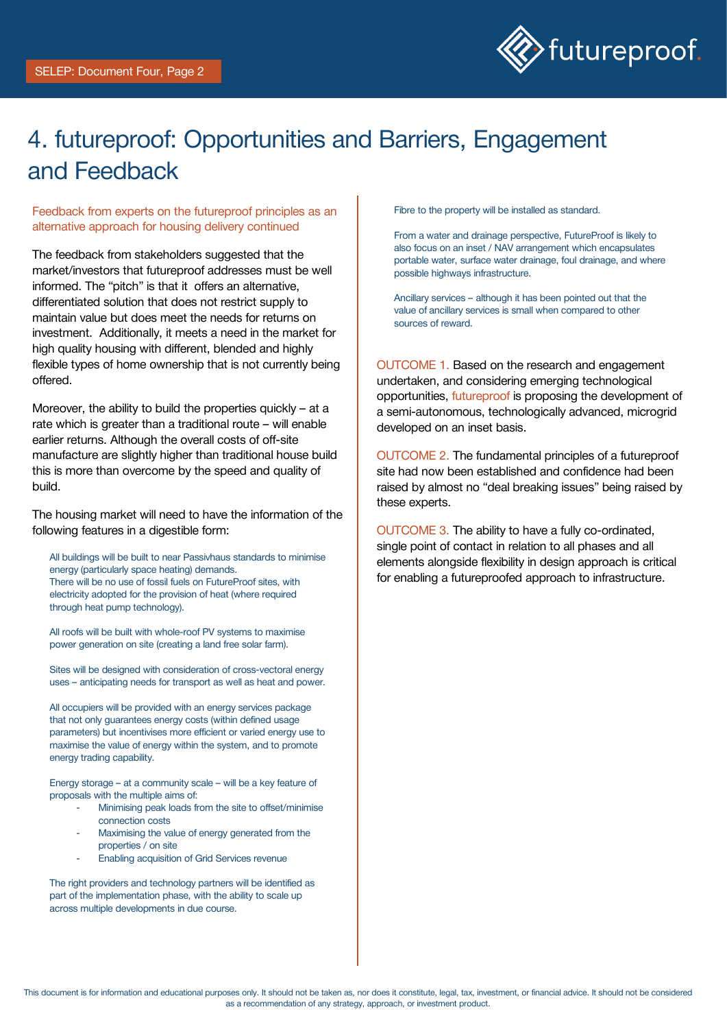# 4. futureproof: Opportunities and Barriers, Engagement and Feedback

## Feedback from experts on the futureproof principles as an alternative approach for housing delivery continued

The feedback from stakeholders suggested that the market/investors that futureproof addresses must be well informed. The "pitch" is that it offers an alternative, differentiated solution that does not restrict supply to maintain value but does meet the needs for returns on investment. Additionally, it meets a need in the market for high quality housing with different, blended and highly flexible types of home ownership that is not currently being offered.

Moreover, the ability to build the properties quickly – at a rate which is greater than a traditional route – will enable earlier returns. Although the overall costs of off-site manufacture are slightly higher than traditional house build this is more than overcome by the speed and quality of build.

The housing market will need to have the information of the following features in a digestible form:

All buildings will be built to near Passivhaus standards to minimise energy (particularly space heating) demands.
There will be no use of fossil fuels on FutureProof sites, with electricity adopted for the provision of heat (where required through heat pump technology).

All roofs will be built with whole-roof PV systems to maximise power generation on site (creating a land free solar farm).

Sites will be designed with consideration of cross-vectoral energy uses – anticipating needs for transport as well as heat and power.

All occupiers will be provided with an energy services package that not only guarantees energy costs (within defined usage parameters) but incentivises more efficient or varied energy use to maximise the value of energy within the system, and to promote energy trading capability.

Energy storage – at a community scale – will be a key feature of proposals with the multiple aims of:

- Minimising peak loads from the site to offset/minimise connection costs
- Maximising the value of energy generated from the properties / on site
- Enabling acquisition of Grid Services revenue

The right providers and technology partners will be identified as part of the implementation phase, with the ability to scale up across multiple developments in due course.

Fibre to the property will be installed as standard.

From a water and drainage perspective, FutureProof is likely to also focus on an inset / NAV arrangement which encapsulates portable water, surface water drainage, foul drainage, and where possible highways infrastructure.

Ancillary services – although it has been pointed out that the value of ancillary services is small when compared to other sources of reward.

OUTCOME 1. Based on the research and engagement undertaken, and considering emerging technological opportunities, futureproof is proposing the development of a semi-autonomous, technologically advanced, microgrid developed on an inset basis.

OUTCOME 2. The fundamental principles of a futureproof site had now been established and confidence had been raised by almost no "deal breaking issues" being raised by these experts.

OUTCOME 3. The ability to have a fully co-ordinated, single point of contact in relation to all phases and all elements alongside flexibility in design approach is critical for enabling a futureproofed approach to infrastructure.

This document is for information and educational purposes only. It should not be taken as, nor does it constitute, legal, tax, investment, or financial advice. It should not be considered as a recommendation of any strategy, approach, or investment product.